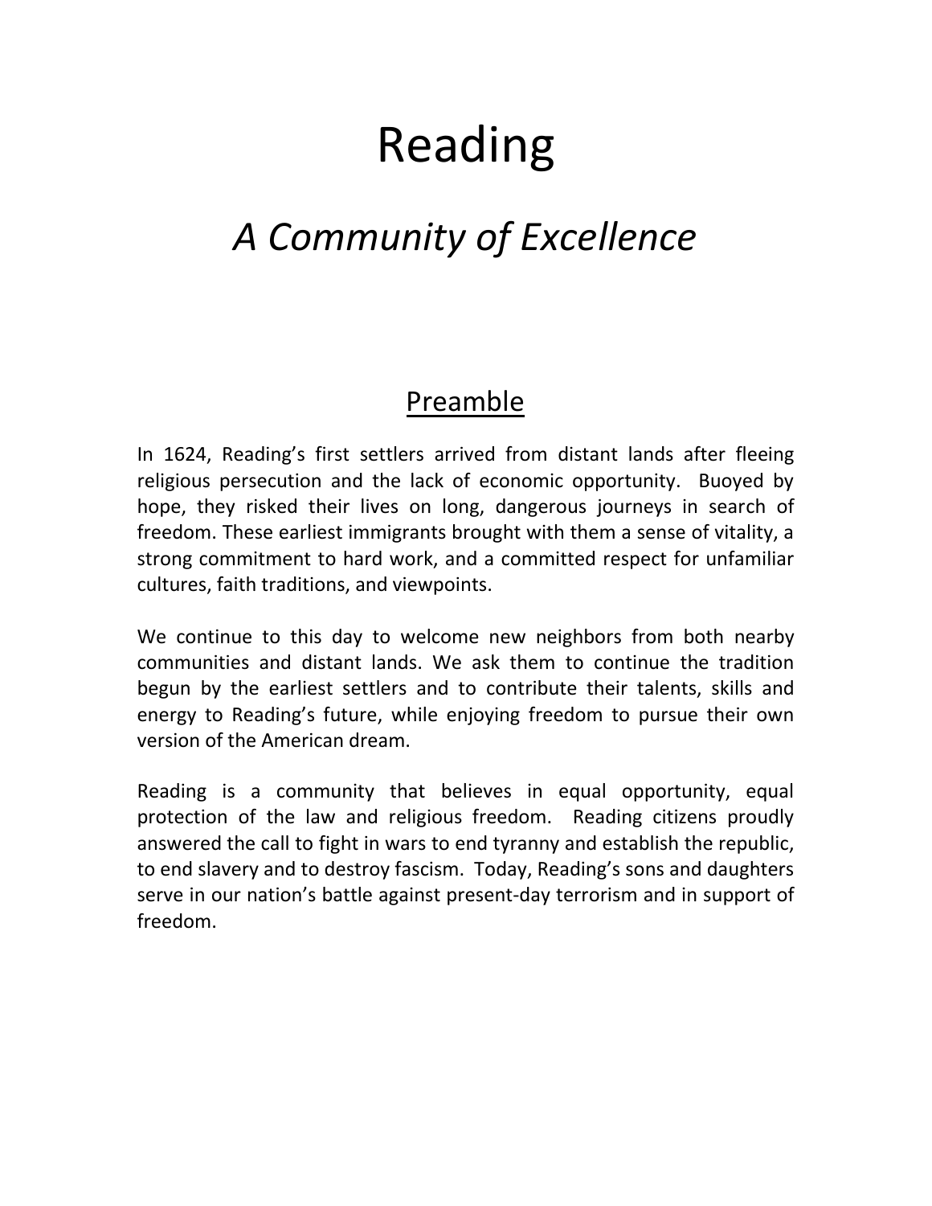# Reading

## *A Community of Excellence*

### Preamble

In 1624, Reading's first settlers arrived from distant lands after fleeing religious persecution and the lack of economic opportunity. Buoyed by hope, they risked their lives on long, dangerous journeys in search of freedom. These earliest immigrants brought with them a sense of vitality, a strong commitment to hard work, and a committed respect for unfamiliar cultures, faith traditions, and viewpoints.

We continue to this day to welcome new neighbors from both nearby communities and distant lands. We ask them to continue the tradition begun by the earliest settlers and to contribute their talents, skills and energy to Reading's future, while enjoying freedom to pursue their own version of the American dream.

Reading is a community that believes in equal opportunity, equal protection of the law and religious freedom. Reading citizens proudly answered the call to fight in wars to end tyranny and establish the republic, to end slavery and to destroy fascism. Today, Reading's sons and daughters serve in our nation's battle against present-day terrorism and in support of freedom.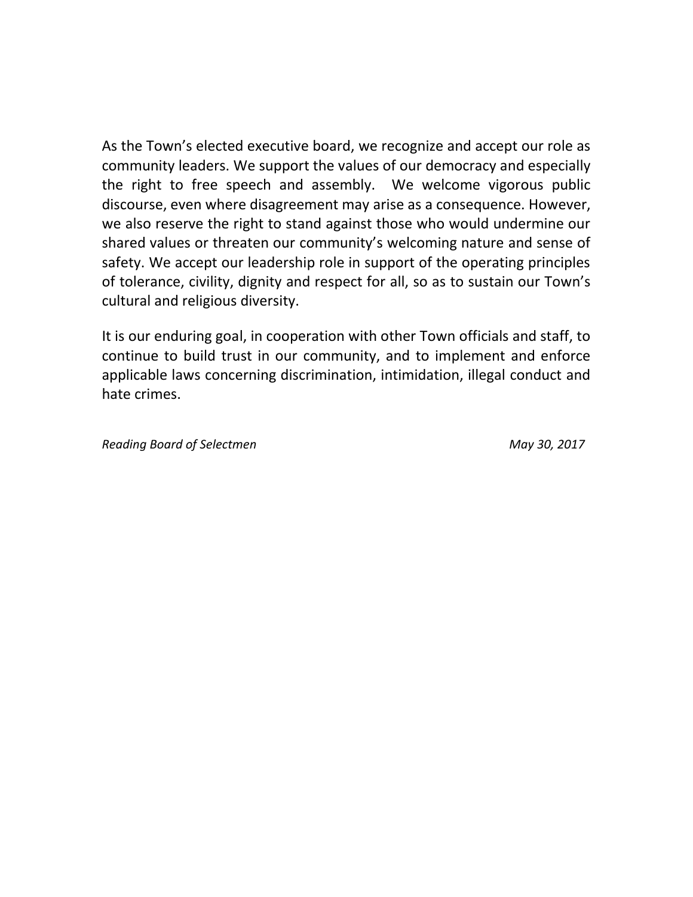As the Town's elected executive board, we recognize and accept our role as community leaders. We support the values of our democracy and especially the right to free speech and assembly. We welcome vigorous public discourse, even where disagreement may arise as a consequence. However, we also reserve the right to stand against those who would undermine our shared values or threaten our community's welcoming nature and sense of safety. We accept our leadership role in support of the operating principles of tolerance, civility, dignity and respect for all, so as to sustain our Town's cultural and religious diversity.

It is our enduring goal, in cooperation with other Town officials and staff, to continue to build trust in our community, and to implement and enforce applicable laws concerning discrimination, intimidation, illegal conduct and hate crimes.

*Reading Board of Selectmen* *May 30, 2017*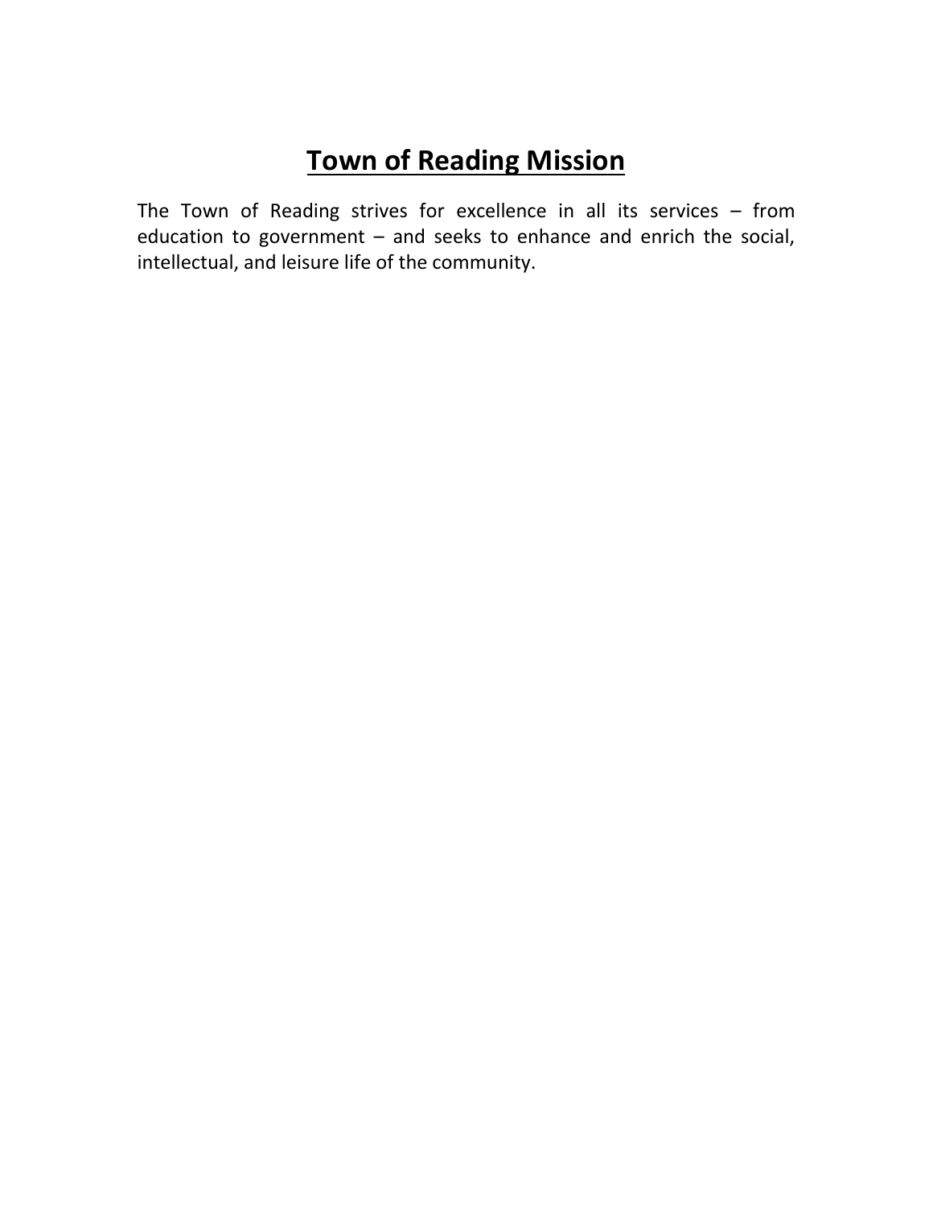# Town of Reading Mission

The Town of Reading strives for excellence in all its services – from education to government – and seeks to enhance and enrich the social, intellectual, and leisure life of the community.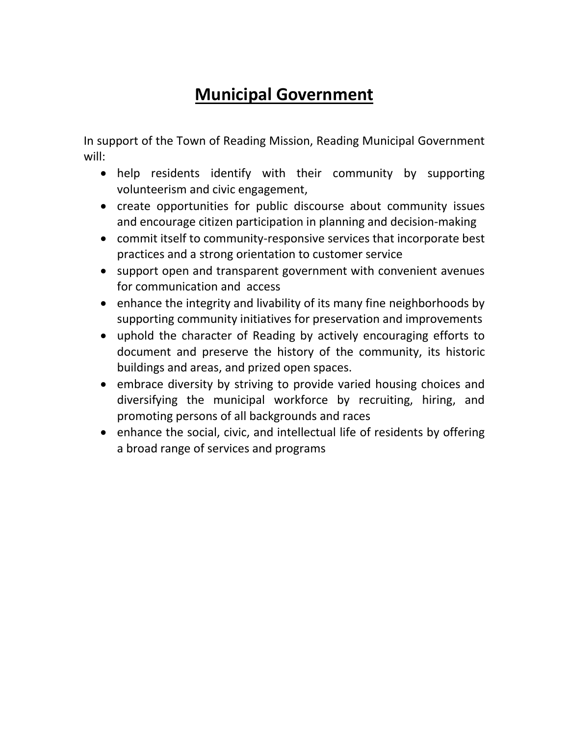# Municipal Government

In support of the Town of Reading Mission, Reading Municipal Government will:

- help residents identify with their community by supporting volunteerism and civic engagement,
- create opportunities for public discourse about community issues and encourage citizen participation in planning and decision-making
- commit itself to community-responsive services that incorporate best practices and a strong orientation to customer service
- support open and transparent government with convenient avenues for communication and access
- enhance the integrity and livability of its many fine neighborhoods by supporting community initiatives for preservation and improvements
- uphold the character of Reading by actively encouraging efforts to document and preserve the history of the community, its historic buildings and areas, and prized open spaces.
- embrace diversity by striving to provide varied housing choices and diversifying the municipal workforce by recruiting, hiring, and promoting persons of all backgrounds and races
- enhance the social, civic, and intellectual life of residents by offering a broad range of services and programs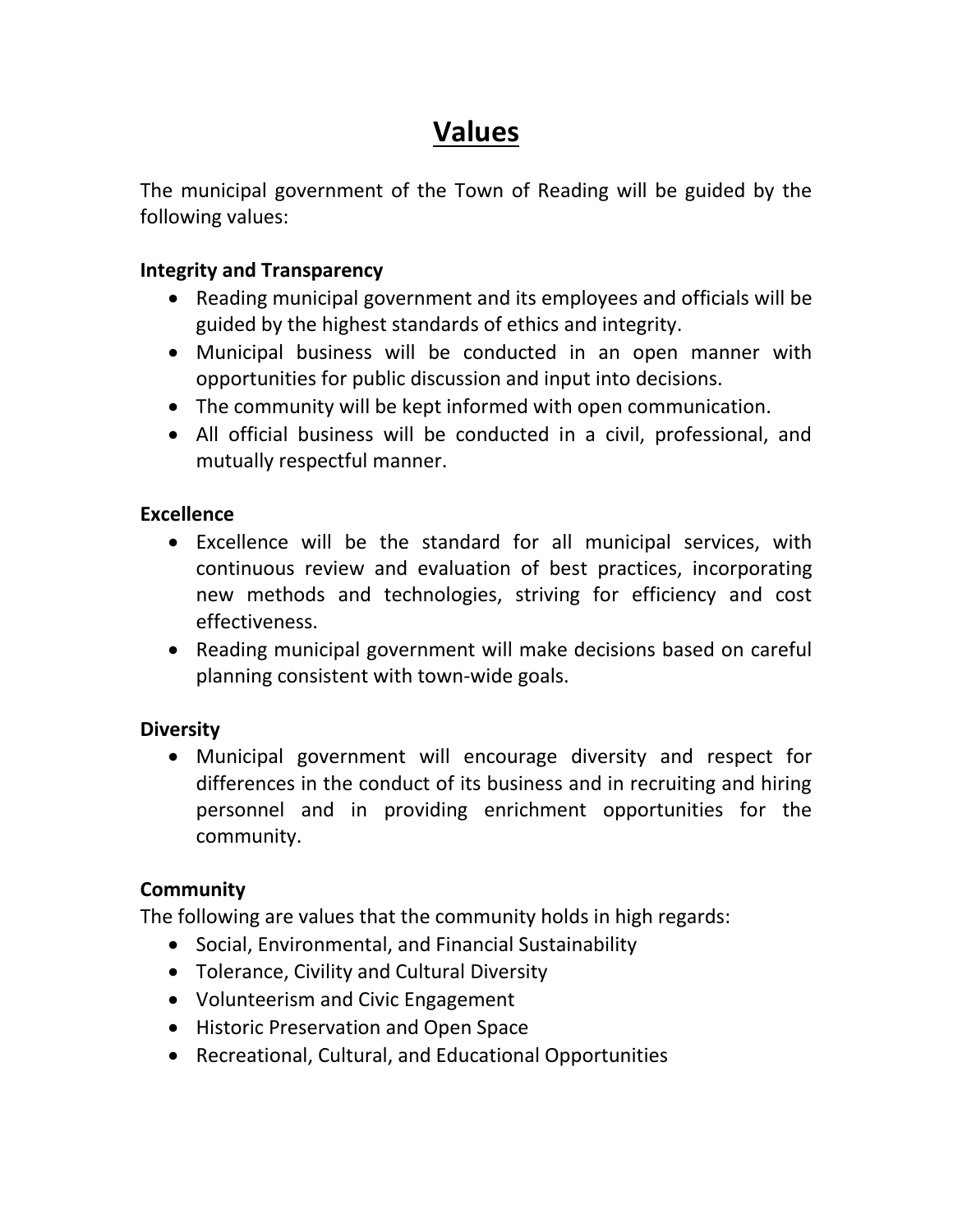# Values

The municipal government of the Town of Reading will be guided by the following values:

**Integrity and Transparency**

- Reading municipal government and its employees and officials will be guided by the highest standards of ethics and integrity.
- Municipal business will be conducted in an open manner with opportunities for public discussion and input into decisions.
- The community will be kept informed with open communication.
- All official business will be conducted in a civil, professional, and mutually respectful manner.

**Excellence**

- Excellence will be the standard for all municipal services, with continuous review and evaluation of best practices, incorporating new methods and technologies, striving for efficiency and cost effectiveness.
- Reading municipal government will make decisions based on careful planning consistent with town-wide goals.

**Diversity**

- Municipal government will encourage diversity and respect for differences in the conduct of its business and in recruiting and hiring personnel and in providing enrichment opportunities for the community.

**Community**

The following are values that the community holds in high regards:

- Social, Environmental, and Financial Sustainability
- Tolerance, Civility and Cultural Diversity
- Volunteerism and Civic Engagement
- Historic Preservation and Open Space
- Recreational, Cultural, and Educational Opportunities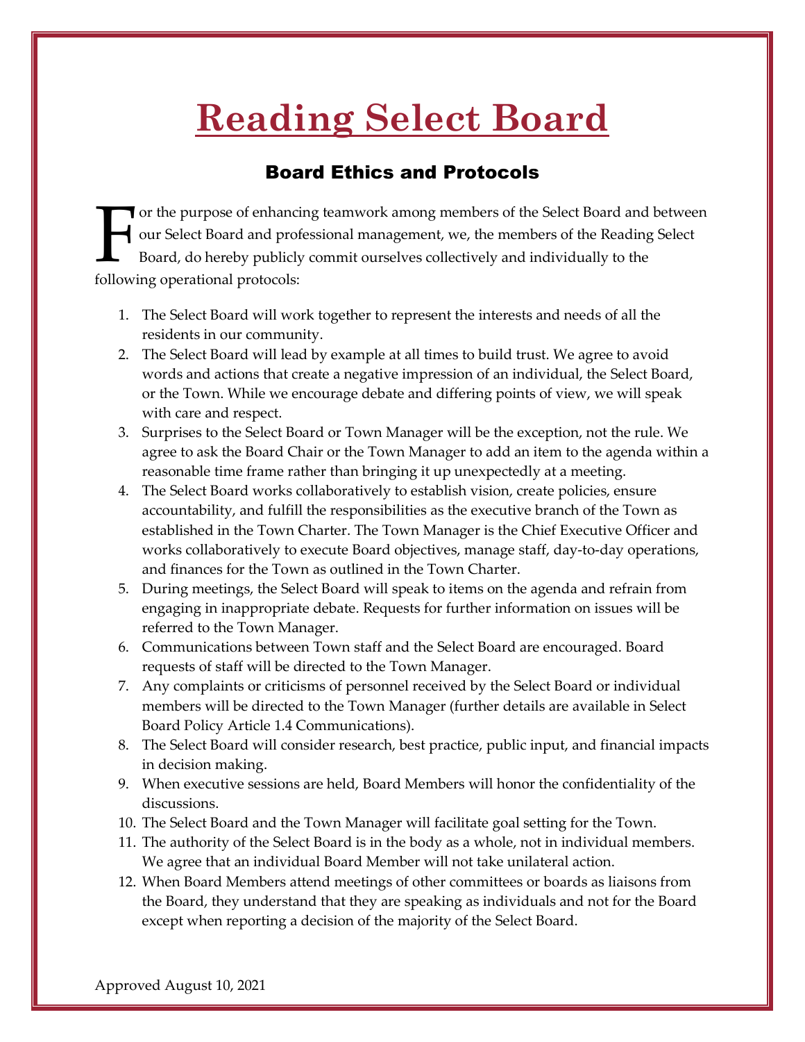# Reading Select Board

## Board Ethics and Protocols

For the purpose of enhancing teamwork among members of the Select Board and between our Select Board and professional management, we, the members of the Reading Select Board, do hereby publicly commit ourselves collectively and individually to the following operational protocols:

1. The Select Board will work together to represent the interests and needs of all the residents in our community.
2. The Select Board will lead by example at all times to build trust. We agree to avoid words and actions that create a negative impression of an individual, the Select Board, or the Town. While we encourage debate and differing points of view, we will speak with care and respect.
3. Surprises to the Select Board or Town Manager will be the exception, not the rule. We agree to ask the Board Chair or the Town Manager to add an item to the agenda within a reasonable time frame rather than bringing it up unexpectedly at a meeting.
4. The Select Board works collaboratively to establish vision, create policies, ensure accountability, and fulfill the responsibilities as the executive branch of the Town as established in the Town Charter. The Town Manager is the Chief Executive Officer and works collaboratively to execute Board objectives, manage staff, day-to-day operations, and finances for the Town as outlined in the Town Charter.
5. During meetings, the Select Board will speak to items on the agenda and refrain from engaging in inappropriate debate. Requests for further information on issues will be referred to the Town Manager.
6. Communications between Town staff and the Select Board are encouraged. Board requests of staff will be directed to the Town Manager.
7. Any complaints or criticisms of personnel received by the Select Board or individual members will be directed to the Town Manager (further details are available in Select Board Policy Article 1.4 Communications).
8. The Select Board will consider research, best practice, public input, and financial impacts in decision making.
9. When executive sessions are held, Board Members will honor the confidentiality of the discussions.
10. The Select Board and the Town Manager will facilitate goal setting for the Town.
11. The authority of the Select Board is in the body as a whole, not in individual members. We agree that an individual Board Member will not take unilateral action.
12. When Board Members attend meetings of other committees or boards as liaisons from the Board, they understand that they are speaking as individuals and not for the Board except when reporting a decision of the majority of the Select Board.

Approved August 10, 2021